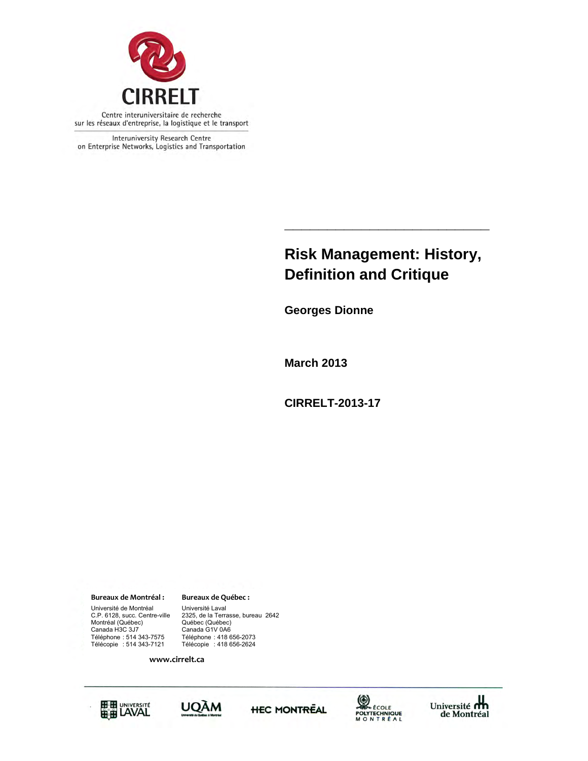CIRRELT

Centre interuniversitaire de recherche sur les réseaux d'entreprise, la logistique et le transport

Interuniversity Research Centre on Enterprise Networks, Logistics and Transportation

# Risk Management: History, Definition and Critique

**Georges Dionne**

**March 2013**

**CIRRELT-2013-17**

**Bureaux de Montréal :**

Université de Montréal
C.P. 6128, succ. Centre-ville
Montréal (Québec)
Canada H3C 3J7
Téléphone : 514 343-7575
Télécopie : 514 343-7121

**Bureaux de Québec :**

Université Laval
2325, de la Terrasse, bureau 2642
Québec (Québec)
Canada G1V 0A6
Téléphone : 418 656-2073
Télécopie : 418 656-2624

**www.cirrelt.ca**

Université Laval · UQÀM · HEC Montréal · École Polytechnique Montréal · Université de Montréal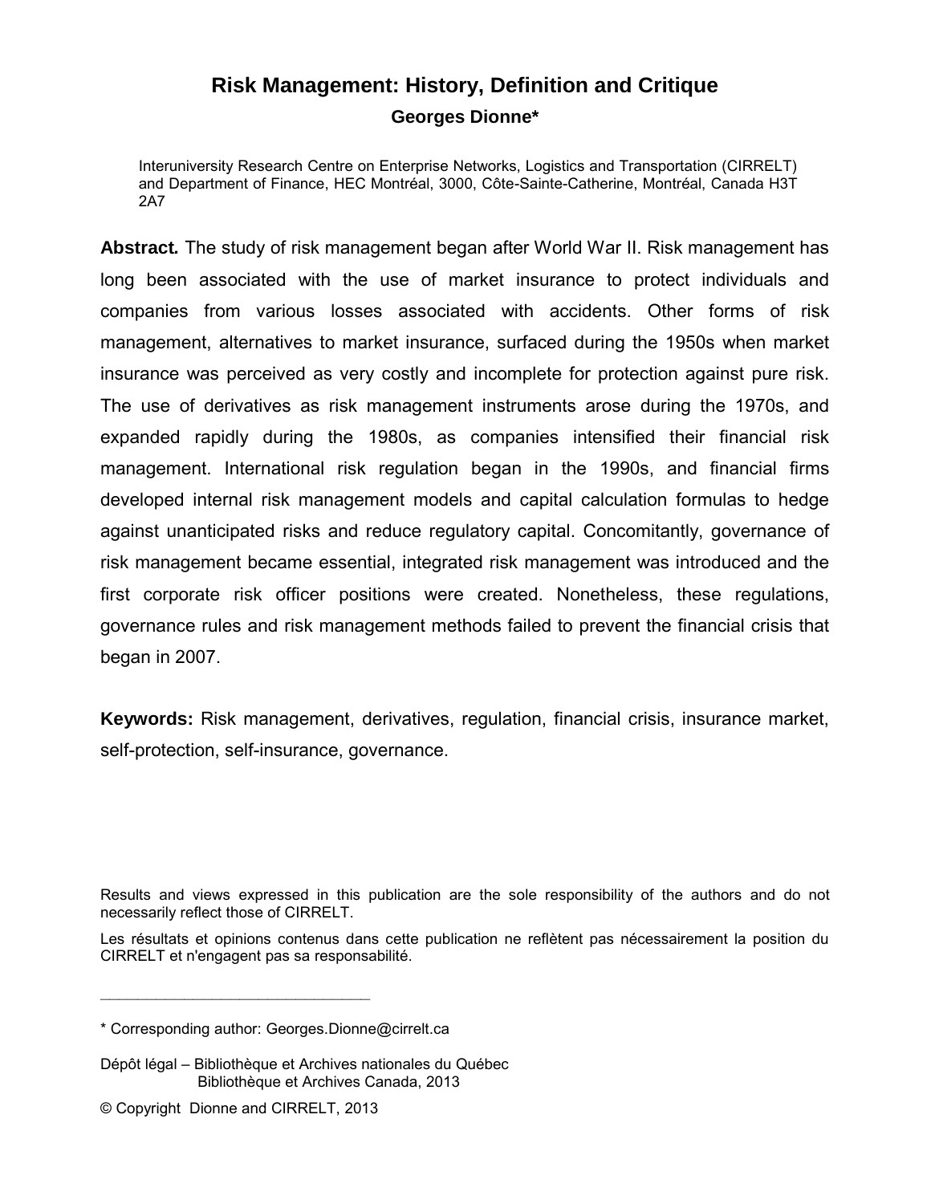# Risk Management: History, Definition and Critique

**Georges Dionne***

Interuniversity Research Centre on Enterprise Networks, Logistics and Transportation (CIRRELT) and Department of Finance, HEC Montréal, 3000, Côte-Sainte-Catherine, Montréal, Canada H3T 2A7

**Abstract.** The study of risk management began after World War II. Risk management has long been associated with the use of market insurance to protect individuals and companies from various losses associated with accidents. Other forms of risk management, alternatives to market insurance, surfaced during the 1950s when market insurance was perceived as very costly and incomplete for protection against pure risk. The use of derivatives as risk management instruments arose during the 1970s, and expanded rapidly during the 1980s, as companies intensified their financial risk management. International risk regulation began in the 1990s, and financial firms developed internal risk management models and capital calculation formulas to hedge against unanticipated risks and reduce regulatory capital. Concomitantly, governance of risk management became essential, integrated risk management was introduced and the first corporate risk officer positions were created. Nonetheless, these regulations, governance rules and risk management methods failed to prevent the financial crisis that began in 2007.

**Keywords:** Risk management, derivatives, regulation, financial crisis, insurance market, self-protection, self-insurance, governance.

Results and views expressed in this publication are the sole responsibility of the authors and do not necessarily reflect those of CIRRELT.

Les résultats et opinions contenus dans cette publication ne reflètent pas nécessairement la position du CIRRELT et n'engagent pas sa responsabilité.

---

* Corresponding author: Georges.Dionne@cirrelt.ca

Dépôt légal – Bibliothèque et Archives nationales du Québec
Bibliothèque et Archives Canada, 2013

© Copyright Dionne and CIRRELT, 2013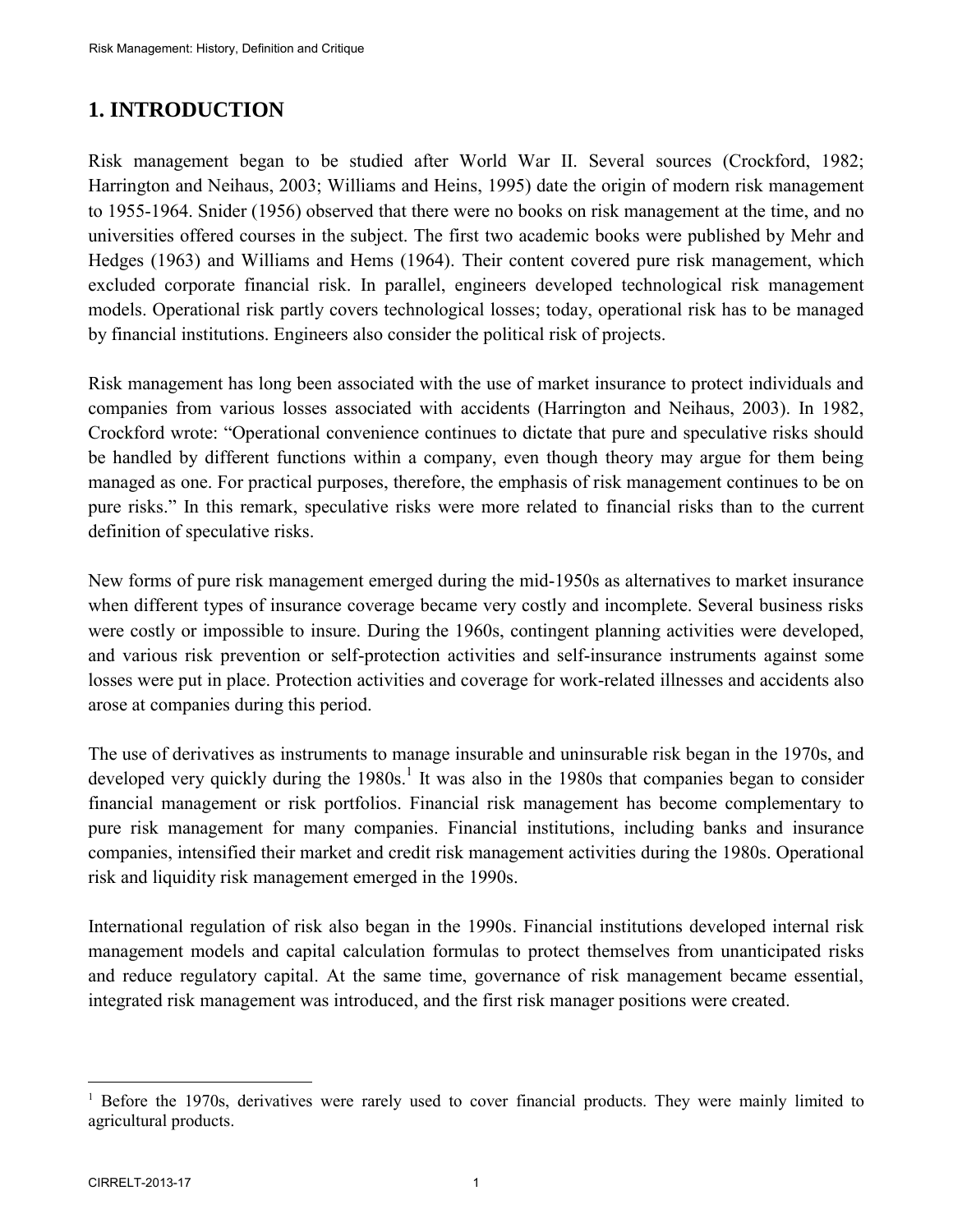# 1. INTRODUCTION

Risk management began to be studied after World War II. Several sources (Crockford, 1982; Harrington and Neihaus, 2003; Williams and Heins, 1995) date the origin of modern risk management to 1955-1964. Snider (1956) observed that there were no books on risk management at the time, and no universities offered courses in the subject. The first two academic books were published by Mehr and Hedges (1963) and Williams and Hems (1964). Their content covered pure risk management, which excluded corporate financial risk. In parallel, engineers developed technological risk management models. Operational risk partly covers technological losses; today, operational risk has to be managed by financial institutions. Engineers also consider the political risk of projects.

Risk management has long been associated with the use of market insurance to protect individuals and companies from various losses associated with accidents (Harrington and Neihaus, 2003). In 1982, Crockford wrote: "Operational convenience continues to dictate that pure and speculative risks should be handled by different functions within a company, even though theory may argue for them being managed as one. For practical purposes, therefore, the emphasis of risk management continues to be on pure risks." In this remark, speculative risks were more related to financial risks than to the current definition of speculative risks.

New forms of pure risk management emerged during the mid-1950s as alternatives to market insurance when different types of insurance coverage became very costly and incomplete. Several business risks were costly or impossible to insure. During the 1960s, contingent planning activities were developed, and various risk prevention or self-protection activities and self-insurance instruments against some losses were put in place. Protection activities and coverage for work-related illnesses and accidents also arose at companies during this period.

The use of derivatives as instruments to manage insurable and uninsurable risk began in the 1970s, and developed very quickly during the 1980s.[1] It was also in the 1980s that companies began to consider financial management or risk portfolios. Financial risk management has become complementary to pure risk management for many companies. Financial institutions, including banks and insurance companies, intensified their market and credit risk management activities during the 1980s. Operational risk and liquidity risk management emerged in the 1990s.

International regulation of risk also began in the 1990s. Financial institutions developed internal risk management models and capital calculation formulas to protect themselves from unanticipated risks and reduce regulatory capital. At the same time, governance of risk management became essential, integrated risk management was introduced, and the first risk manager positions were created.

---

[1] Before the 1970s, derivatives were rarely used to cover financial products. They were mainly limited to agricultural products.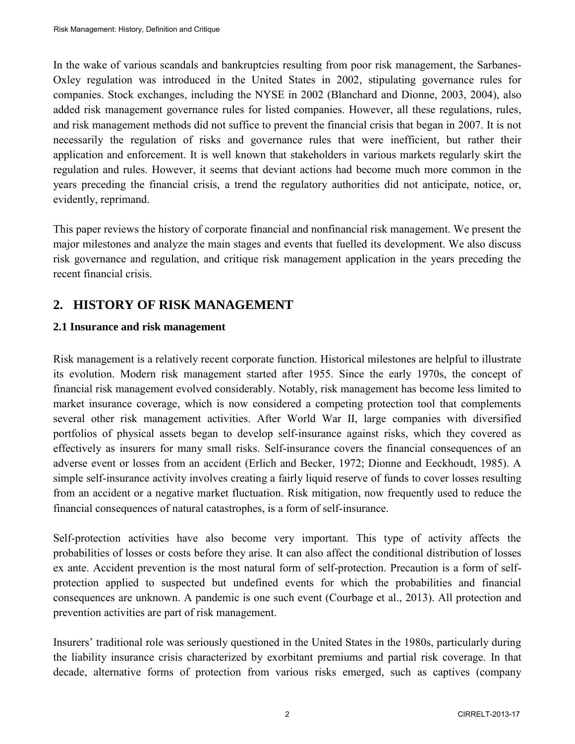In the wake of various scandals and bankruptcies resulting from poor risk management, the Sarbanes-Oxley regulation was introduced in the United States in 2002, stipulating governance rules for companies. Stock exchanges, including the NYSE in 2002 (Blanchard and Dionne, 2003, 2004), also added risk management governance rules for listed companies. However, all these regulations, rules, and risk management methods did not suffice to prevent the financial crisis that began in 2007. It is not necessarily the regulation of risks and governance rules that were inefficient, but rather their application and enforcement. It is well known that stakeholders in various markets regularly skirt the regulation and rules. However, it seems that deviant actions had become much more common in the years preceding the financial crisis, a trend the regulatory authorities did not anticipate, notice, or, evidently, reprimand.

This paper reviews the history of corporate financial and nonfinancial risk management. We present the major milestones and analyze the main stages and events that fuelled its development. We also discuss risk governance and regulation, and critique risk management application in the years preceding the recent financial crisis.

## 2. HISTORY OF RISK MANAGEMENT

### 2.1 Insurance and risk management

Risk management is a relatively recent corporate function. Historical milestones are helpful to illustrate its evolution. Modern risk management started after 1955. Since the early 1970s, the concept of financial risk management evolved considerably. Notably, risk management has become less limited to market insurance coverage, which is now considered a competing protection tool that complements several other risk management activities. After World War II, large companies with diversified portfolios of physical assets began to develop self-insurance against risks, which they covered as effectively as insurers for many small risks. Self-insurance covers the financial consequences of an adverse event or losses from an accident (Erlich and Becker, 1972; Dionne and Eeckhoudt, 1985). A simple self-insurance activity involves creating a fairly liquid reserve of funds to cover losses resulting from an accident or a negative market fluctuation. Risk mitigation, now frequently used to reduce the financial consequences of natural catastrophes, is a form of self-insurance.

Self-protection activities have also become very important. This type of activity affects the probabilities of losses or costs before they arise. It can also affect the conditional distribution of losses ex ante. Accident prevention is the most natural form of self-protection. Precaution is a form of self-protection applied to suspected but undefined events for which the probabilities and financial consequences are unknown. A pandemic is one such event (Courbage et al., 2013). All protection and prevention activities are part of risk management.

Insurers' traditional role was seriously questioned in the United States in the 1980s, particularly during the liability insurance crisis characterized by exorbitant premiums and partial risk coverage. In that decade, alternative forms of protection from various risks emerged, such as captives (company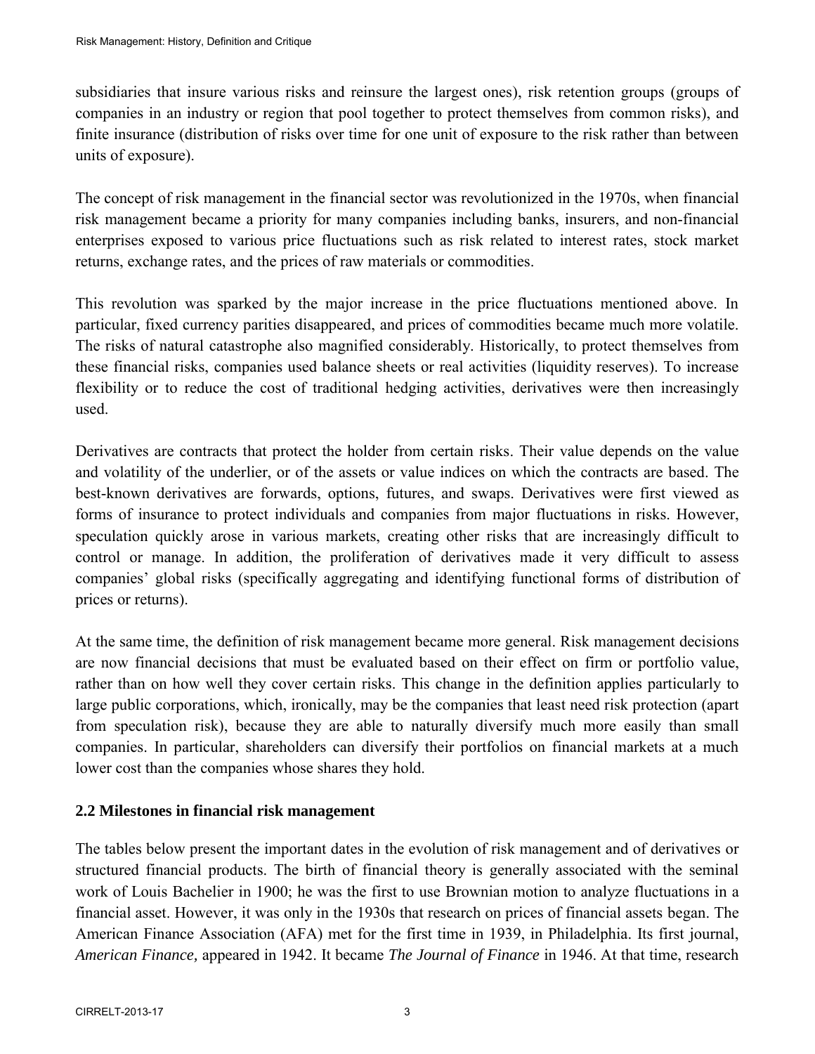subsidiaries that insure various risks and reinsure the largest ones), risk retention groups (groups of companies in an industry or region that pool together to protect themselves from common risks), and finite insurance (distribution of risks over time for one unit of exposure to the risk rather than between units of exposure).

The concept of risk management in the financial sector was revolutionized in the 1970s, when financial risk management became a priority for many companies including banks, insurers, and non-financial enterprises exposed to various price fluctuations such as risk related to interest rates, stock market returns, exchange rates, and the prices of raw materials or commodities.

This revolution was sparked by the major increase in the price fluctuations mentioned above. In particular, fixed currency parities disappeared, and prices of commodities became much more volatile. The risks of natural catastrophe also magnified considerably. Historically, to protect themselves from these financial risks, companies used balance sheets or real activities (liquidity reserves). To increase flexibility or to reduce the cost of traditional hedging activities, derivatives were then increasingly used.

Derivatives are contracts that protect the holder from certain risks. Their value depends on the value and volatility of the underlier, or of the assets or value indices on which the contracts are based. The best-known derivatives are forwards, options, futures, and swaps. Derivatives were first viewed as forms of insurance to protect individuals and companies from major fluctuations in risks. However, speculation quickly arose in various markets, creating other risks that are increasingly difficult to control or manage. In addition, the proliferation of derivatives made it very difficult to assess companies' global risks (specifically aggregating and identifying functional forms of distribution of prices or returns).

At the same time, the definition of risk management became more general. Risk management decisions are now financial decisions that must be evaluated based on their effect on firm or portfolio value, rather than on how well they cover certain risks. This change in the definition applies particularly to large public corporations, which, ironically, may be the companies that least need risk protection (apart from speculation risk), because they are able to naturally diversify much more easily than small companies. In particular, shareholders can diversify their portfolios on financial markets at a much lower cost than the companies whose shares they hold.

## 2.2 Milestones in financial risk management

The tables below present the important dates in the evolution of risk management and of derivatives or structured financial products. The birth of financial theory is generally associated with the seminal work of Louis Bachelier in 1900; he was the first to use Brownian motion to analyze fluctuations in a financial asset. However, it was only in the 1930s that research on prices of financial assets began. The American Finance Association (AFA) met for the first time in 1939, in Philadelphia. Its first journal, *American Finance,* appeared in 1942. It became *The Journal of Finance* in 1946. At that time, research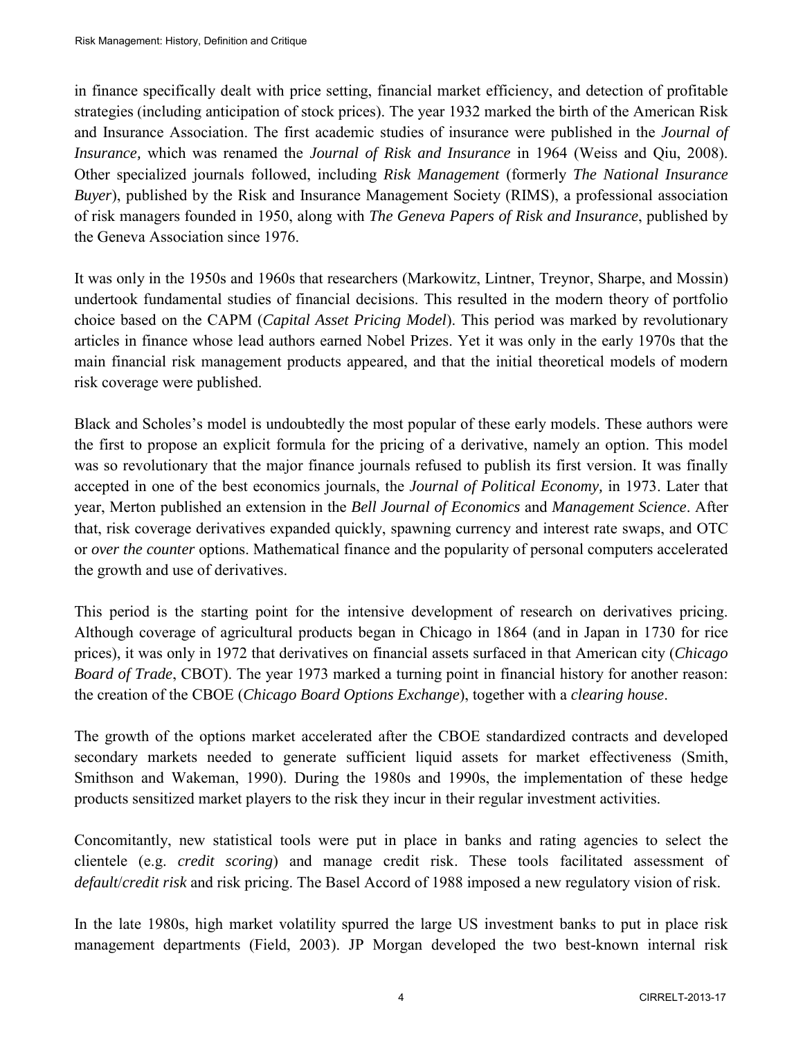in finance specifically dealt with price setting, financial market efficiency, and detection of profitable strategies (including anticipation of stock prices). The year 1932 marked the birth of the American Risk and Insurance Association. The first academic studies of insurance were published in the *Journal of Insurance,* which was renamed the *Journal of Risk and Insurance* in 1964 (Weiss and Qiu, 2008). Other specialized journals followed, including *Risk Management* (formerly *The National Insurance Buyer*), published by the Risk and Insurance Management Society (RIMS), a professional association of risk managers founded in 1950, along with *The Geneva Papers of Risk and Insurance*, published by the Geneva Association since 1976.

It was only in the 1950s and 1960s that researchers (Markowitz, Lintner, Treynor, Sharpe, and Mossin) undertook fundamental studies of financial decisions. This resulted in the modern theory of portfolio choice based on the CAPM (*Capital Asset Pricing Model*). This period was marked by revolutionary articles in finance whose lead authors earned Nobel Prizes. Yet it was only in the early 1970s that the main financial risk management products appeared, and that the initial theoretical models of modern risk coverage were published.

Black and Scholes's model is undoubtedly the most popular of these early models. These authors were the first to propose an explicit formula for the pricing of a derivative, namely an option. This model was so revolutionary that the major finance journals refused to publish its first version. It was finally accepted in one of the best economics journals, the *Journal of Political Economy,* in 1973. Later that year, Merton published an extension in the *Bell Journal of Economics* and *Management Science*. After that, risk coverage derivatives expanded quickly, spawning currency and interest rate swaps, and OTC or *over the counter* options. Mathematical finance and the popularity of personal computers accelerated the growth and use of derivatives.

This period is the starting point for the intensive development of research on derivatives pricing. Although coverage of agricultural products began in Chicago in 1864 (and in Japan in 1730 for rice prices), it was only in 1972 that derivatives on financial assets surfaced in that American city (*Chicago Board of Trade*, CBOT). The year 1973 marked a turning point in financial history for another reason: the creation of the CBOE (*Chicago Board Options Exchange*), together with a *clearing house*.

The growth of the options market accelerated after the CBOE standardized contracts and developed secondary markets needed to generate sufficient liquid assets for market effectiveness (Smith, Smithson and Wakeman, 1990). During the 1980s and 1990s, the implementation of these hedge products sensitized market players to the risk they incur in their regular investment activities.

Concomitantly, new statistical tools were put in place in banks and rating agencies to select the clientele (e.g. *credit scoring*) and manage credit risk. These tools facilitated assessment of *default*/*credit risk* and risk pricing. The Basel Accord of 1988 imposed a new regulatory vision of risk.

In the late 1980s, high market volatility spurred the large US investment banks to put in place risk management departments (Field, 2003). JP Morgan developed the two best-known internal risk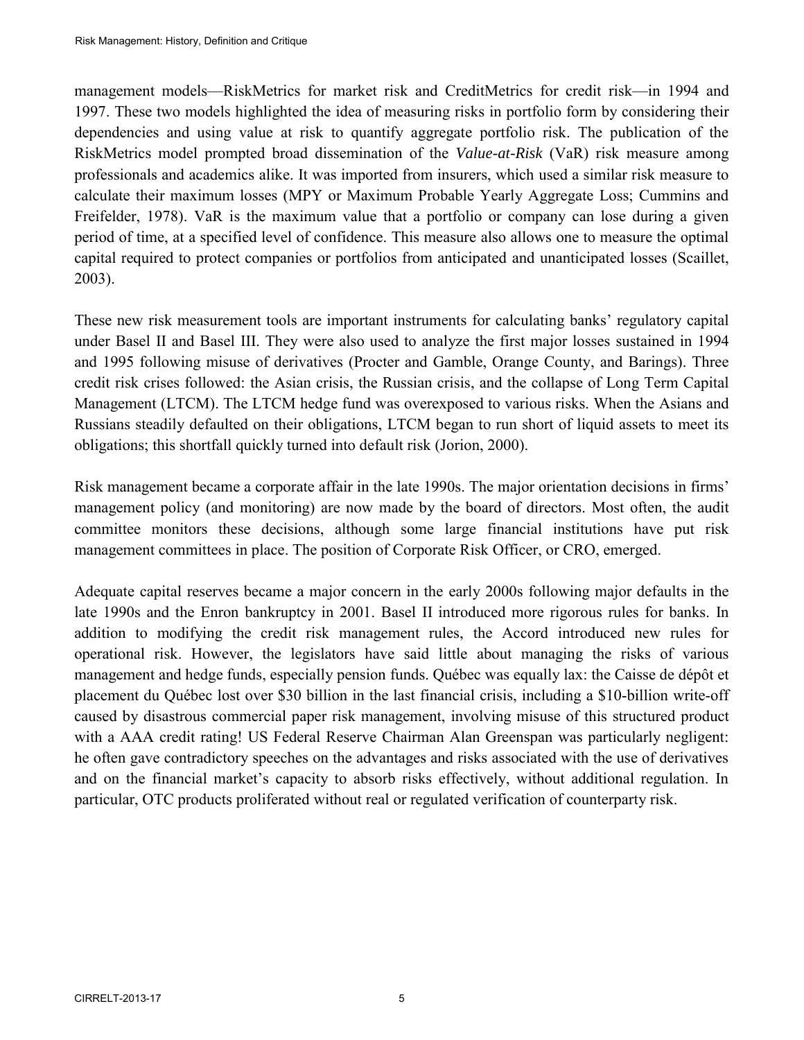management models—RiskMetrics for market risk and CreditMetrics for credit risk—in 1994 and 1997. These two models highlighted the idea of measuring risks in portfolio form by considering their dependencies and using value at risk to quantify aggregate portfolio risk. The publication of the RiskMetrics model prompted broad dissemination of the *Value-at-Risk* (VaR) risk measure among professionals and academics alike. It was imported from insurers, which used a similar risk measure to calculate their maximum losses (MPY or Maximum Probable Yearly Aggregate Loss; Cummins and Freifelder, 1978). VaR is the maximum value that a portfolio or company can lose during a given period of time, at a specified level of confidence. This measure also allows one to measure the optimal capital required to protect companies or portfolios from anticipated and unanticipated losses (Scaillet, 2003).

These new risk measurement tools are important instruments for calculating banks' regulatory capital under Basel II and Basel III. They were also used to analyze the first major losses sustained in 1994 and 1995 following misuse of derivatives (Procter and Gamble, Orange County, and Barings). Three credit risk crises followed: the Asian crisis, the Russian crisis, and the collapse of Long Term Capital Management (LTCM). The LTCM hedge fund was overexposed to various risks. When the Asians and Russians steadily defaulted on their obligations, LTCM began to run short of liquid assets to meet its obligations; this shortfall quickly turned into default risk (Jorion, 2000).

Risk management became a corporate affair in the late 1990s. The major orientation decisions in firms' management policy (and monitoring) are now made by the board of directors. Most often, the audit committee monitors these decisions, although some large financial institutions have put risk management committees in place. The position of Corporate Risk Officer, or CRO, emerged.

Adequate capital reserves became a major concern in the early 2000s following major defaults in the late 1990s and the Enron bankruptcy in 2001. Basel II introduced more rigorous rules for banks. In addition to modifying the credit risk management rules, the Accord introduced new rules for operational risk. However, the legislators have said little about managing the risks of various management and hedge funds, especially pension funds. Québec was equally lax: the Caisse de dépôt et placement du Québec lost over $30 billion in the last financial crisis, including a $10-billion write-off caused by disastrous commercial paper risk management, involving misuse of this structured product with a AAA credit rating! US Federal Reserve Chairman Alan Greenspan was particularly negligent: he often gave contradictory speeches on the advantages and risks associated with the use of derivatives and on the financial market's capacity to absorb risks effectively, without additional regulation. In particular, OTC products proliferated without real or regulated verification of counterparty risk.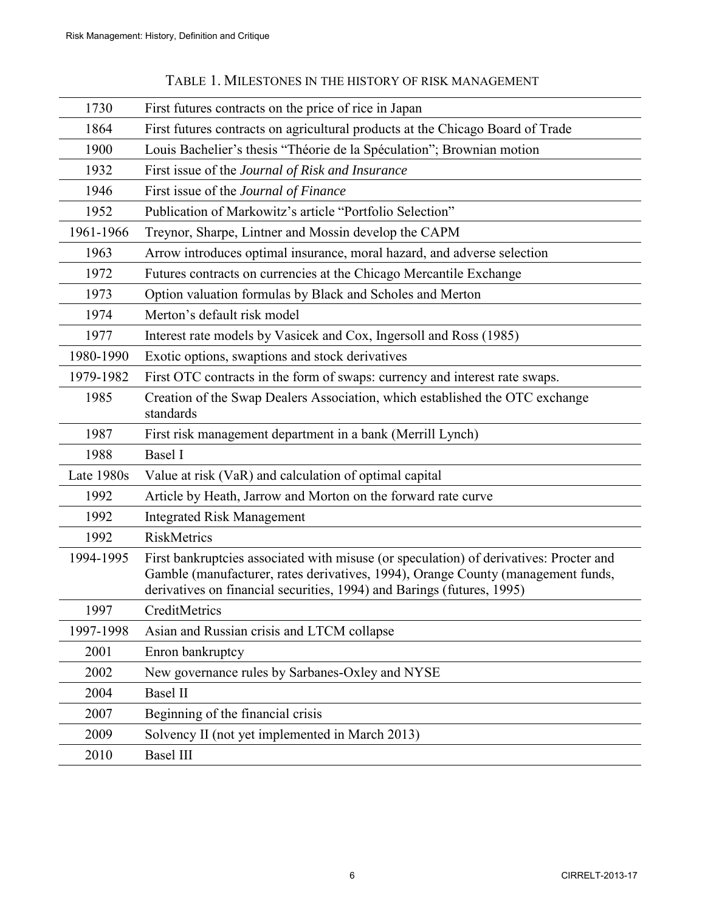TABLE 1. MILESTONES IN THE HISTORY OF RISK MANAGEMENT

| | |
|---|---|
| 1730 | First futures contracts on the price of rice in Japan |
| 1864 | First futures contracts on agricultural products at the Chicago Board of Trade |
| 1900 | Louis Bachelier's thesis "Théorie de la Spéculation"; Brownian motion |
| 1932 | First issue of the *Journal of Risk and Insurance* |
| 1946 | First issue of the *Journal of Finance* |
| 1952 | Publication of Markowitz's article "Portfolio Selection" |
| 1961-1966 | Treynor, Sharpe, Lintner and Mossin develop the CAPM |
| 1963 | Arrow introduces optimal insurance, moral hazard, and adverse selection |
| 1972 | Futures contracts on currencies at the Chicago Mercantile Exchange |
| 1973 | Option valuation formulas by Black and Scholes and Merton |
| 1974 | Merton's default risk model |
| 1977 | Interest rate models by Vasicek and Cox, Ingersoll and Ross (1985) |
| 1980-1990 | Exotic options, swaptions and stock derivatives |
| 1979-1982 | First OTC contracts in the form of swaps: currency and interest rate swaps. |
| 1985 | Creation of the Swap Dealers Association, which established the OTC exchange standards |
| 1987 | First risk management department in a bank (Merrill Lynch) |
| 1988 | Basel I |
| Late 1980s | Value at risk (VaR) and calculation of optimal capital |
| 1992 | Article by Heath, Jarrow and Morton on the forward rate curve |
| 1992 | Integrated Risk Management |
| 1992 | RiskMetrics |
| 1994-1995 | First bankruptcies associated with misuse (or speculation) of derivatives: Procter and Gamble (manufacturer, rates derivatives, 1994), Orange County (management funds, derivatives on financial securities, 1994) and Barings (futures, 1995) |
| 1997 | CreditMetrics |
| 1997-1998 | Asian and Russian crisis and LTCM collapse |
| 2001 | Enron bankruptcy |
| 2002 | New governance rules by Sarbanes-Oxley and NYSE |
| 2004 | Basel II |
| 2007 | Beginning of the financial crisis |
| 2009 | Solvency II (not yet implemented in March 2013) |
| 2010 | Basel III |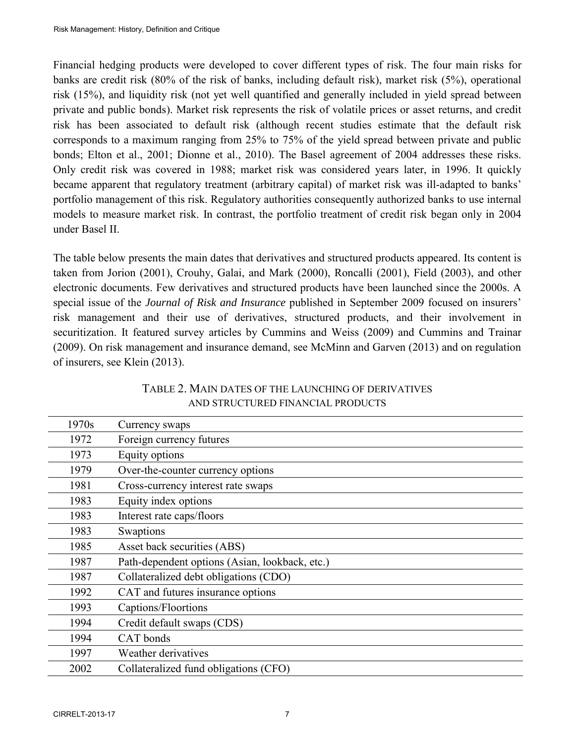Financial hedging products were developed to cover different types of risk. The four main risks for banks are credit risk (80% of the risk of banks, including default risk), market risk (5%), operational risk (15%), and liquidity risk (not yet well quantified and generally included in yield spread between private and public bonds). Market risk represents the risk of volatile prices or asset returns, and credit risk has been associated to default risk (although recent studies estimate that the default risk corresponds to a maximum ranging from 25% to 75% of the yield spread between private and public bonds; Elton et al., 2001; Dionne et al., 2010). The Basel agreement of 2004 addresses these risks. Only credit risk was covered in 1988; market risk was considered years later, in 1996. It quickly became apparent that regulatory treatment (arbitrary capital) of market risk was ill-adapted to banks' portfolio management of this risk. Regulatory authorities consequently authorized banks to use internal models to measure market risk. In contrast, the portfolio treatment of credit risk began only in 2004 under Basel II.

The table below presents the main dates that derivatives and structured products appeared. Its content is taken from Jorion (2001), Crouhy, Galai, and Mark (2000), Roncalli (2001), Field (2003), and other electronic documents. Few derivatives and structured products have been launched since the 2000s. A special issue of the *Journal of Risk and Insurance* published in September 2009 focused on insurers' risk management and their use of derivatives, structured products, and their involvement in securitization. It featured survey articles by Cummins and Weiss (2009) and Cummins and Trainar (2009). On risk management and insurance demand, see McMinn and Garven (2013) and on regulation of insurers, see Klein (2013).

TABLE 2. MAIN DATES OF THE LAUNCHING OF DERIVATIVES AND STRUCTURED FINANCIAL PRODUCTS

| | |
|---|---|
| 1970s | Currency swaps |
| 1972 | Foreign currency futures |
| 1973 | Equity options |
| 1979 | Over-the-counter currency options |
| 1981 | Cross-currency interest rate swaps |
| 1983 | Equity index options |
| 1983 | Interest rate caps/floors |
| 1983 | Swaptions |
| 1985 | Asset back securities (ABS) |
| 1987 | Path-dependent options (Asian, lookback, etc.) |
| 1987 | Collateralized debt obligations (CDO) |
| 1992 | CAT and futures insurance options |
| 1993 | Captions/Floortions |
| 1994 | Credit default swaps (CDS) |
| 1994 | CAT bonds |
| 1997 | Weather derivatives |
| 2002 | Collateralized fund obligations (CFO) |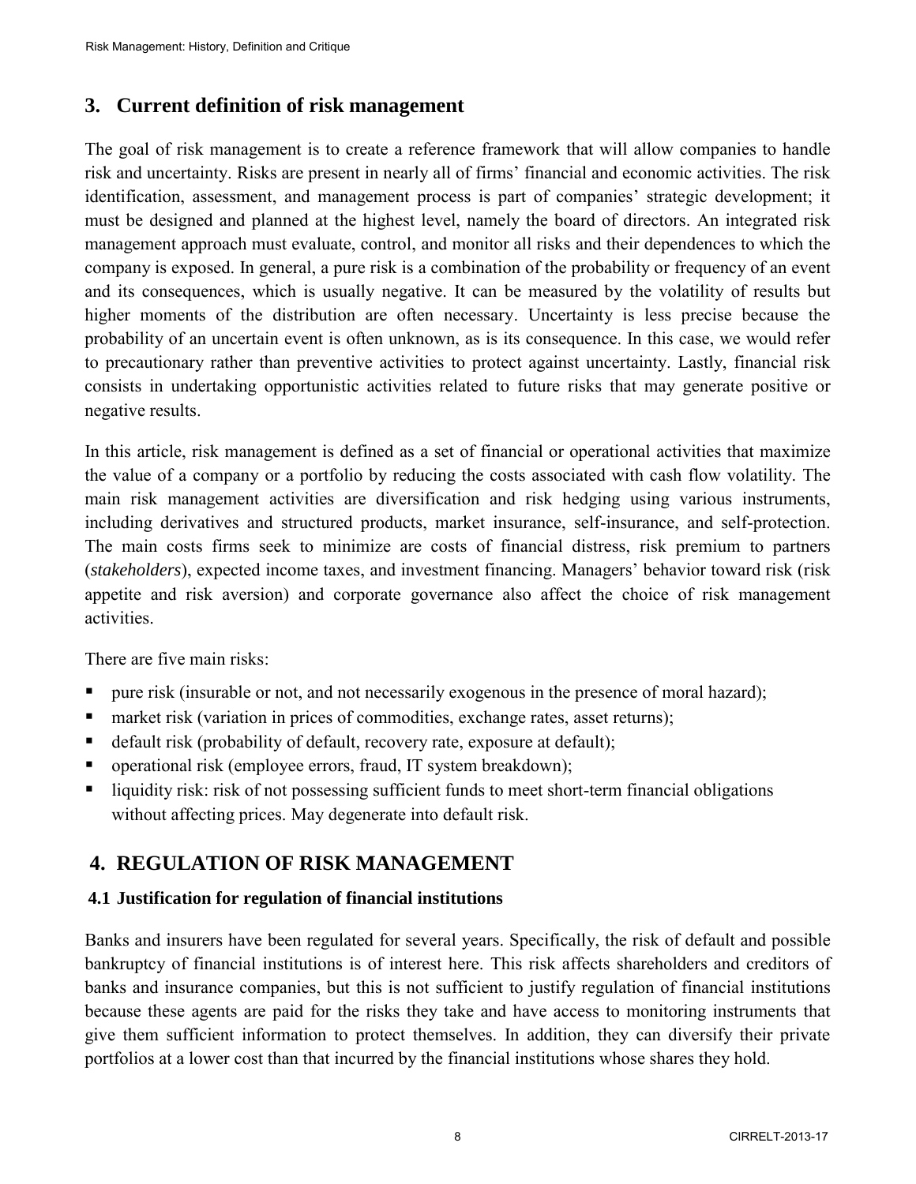## 3. Current definition of risk management

The goal of risk management is to create a reference framework that will allow companies to handle risk and uncertainty. Risks are present in nearly all of firms' financial and economic activities. The risk identification, assessment, and management process is part of companies' strategic development; it must be designed and planned at the highest level, namely the board of directors. An integrated risk management approach must evaluate, control, and monitor all risks and their dependences to which the company is exposed. In general, a pure risk is a combination of the probability or frequency of an event and its consequences, which is usually negative. It can be measured by the volatility of results but higher moments of the distribution are often necessary. Uncertainty is less precise because the probability of an uncertain event is often unknown, as is its consequence. In this case, we would refer to precautionary rather than preventive activities to protect against uncertainty. Lastly, financial risk consists in undertaking opportunistic activities related to future risks that may generate positive or negative results.

In this article, risk management is defined as a set of financial or operational activities that maximize the value of a company or a portfolio by reducing the costs associated with cash flow volatility. The main risk management activities are diversification and risk hedging using various instruments, including derivatives and structured products, market insurance, self-insurance, and self-protection. The main costs firms seek to minimize are costs of financial distress, risk premium to partners (*stakeholders*), expected income taxes, and investment financing. Managers' behavior toward risk (risk appetite and risk aversion) and corporate governance also affect the choice of risk management activities.

There are five main risks:

- pure risk (insurable or not, and not necessarily exogenous in the presence of moral hazard);
- market risk (variation in prices of commodities, exchange rates, asset returns);
- default risk (probability of default, recovery rate, exposure at default);
- operational risk (employee errors, fraud, IT system breakdown);
- liquidity risk: risk of not possessing sufficient funds to meet short-term financial obligations without affecting prices. May degenerate into default risk.

## 4. REGULATION OF RISK MANAGEMENT

### 4.1 Justification for regulation of financial institutions

Banks and insurers have been regulated for several years. Specifically, the risk of default and possible bankruptcy of financial institutions is of interest here. This risk affects shareholders and creditors of banks and insurance companies, but this is not sufficient to justify regulation of financial institutions because these agents are paid for the risks they take and have access to monitoring instruments that give them sufficient information to protect themselves. In addition, they can diversify their private portfolios at a lower cost than that incurred by the financial institutions whose shares they hold.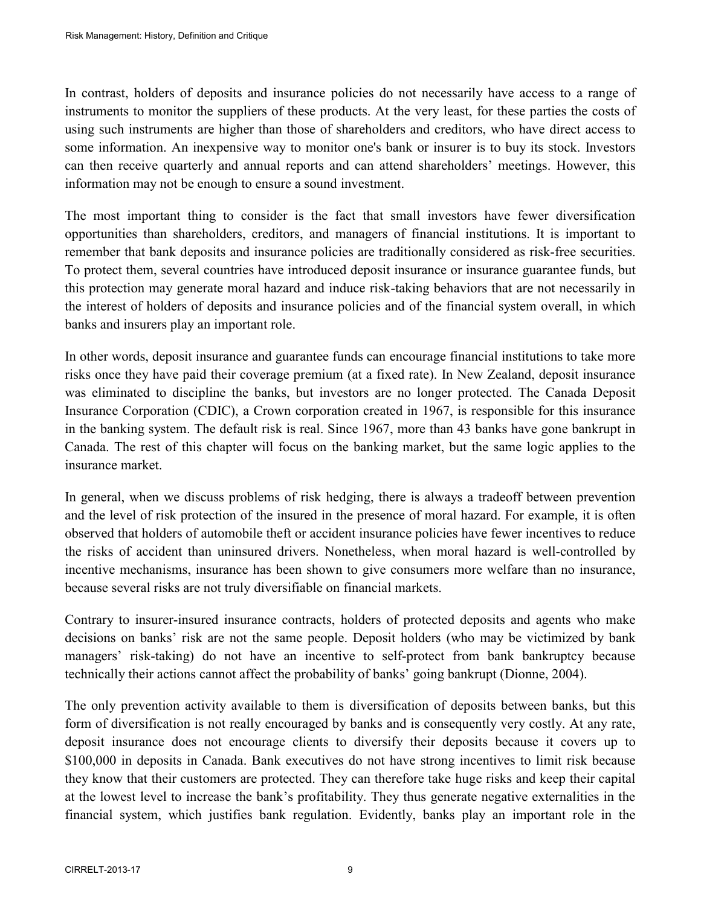In contrast, holders of deposits and insurance policies do not necessarily have access to a range of instruments to monitor the suppliers of these products. At the very least, for these parties the costs of using such instruments are higher than those of shareholders and creditors, who have direct access to some information. An inexpensive way to monitor one's bank or insurer is to buy its stock. Investors can then receive quarterly and annual reports and can attend shareholders' meetings. However, this information may not be enough to ensure a sound investment.

The most important thing to consider is the fact that small investors have fewer diversification opportunities than shareholders, creditors, and managers of financial institutions. It is important to remember that bank deposits and insurance policies are traditionally considered as risk-free securities. To protect them, several countries have introduced deposit insurance or insurance guarantee funds, but this protection may generate moral hazard and induce risk-taking behaviors that are not necessarily in the interest of holders of deposits and insurance policies and of the financial system overall, in which banks and insurers play an important role.

In other words, deposit insurance and guarantee funds can encourage financial institutions to take more risks once they have paid their coverage premium (at a fixed rate). In New Zealand, deposit insurance was eliminated to discipline the banks, but investors are no longer protected. The Canada Deposit Insurance Corporation (CDIC), a Crown corporation created in 1967, is responsible for this insurance in the banking system. The default risk is real. Since 1967, more than 43 banks have gone bankrupt in Canada. The rest of this chapter will focus on the banking market, but the same logic applies to the insurance market.

In general, when we discuss problems of risk hedging, there is always a tradeoff between prevention and the level of risk protection of the insured in the presence of moral hazard. For example, it is often observed that holders of automobile theft or accident insurance policies have fewer incentives to reduce the risks of accident than uninsured drivers. Nonetheless, when moral hazard is well-controlled by incentive mechanisms, insurance has been shown to give consumers more welfare than no insurance, because several risks are not truly diversifiable on financial markets.

Contrary to insurer-insured insurance contracts, holders of protected deposits and agents who make decisions on banks' risk are not the same people. Deposit holders (who may be victimized by bank managers' risk-taking) do not have an incentive to self-protect from bank bankruptcy because technically their actions cannot affect the probability of banks' going bankrupt (Dionne, 2004).

The only prevention activity available to them is diversification of deposits between banks, but this form of diversification is not really encouraged by banks and is consequently very costly. At any rate, deposit insurance does not encourage clients to diversify their deposits because it covers up to \$100,000 in deposits in Canada. Bank executives do not have strong incentives to limit risk because they know that their customers are protected. They can therefore take huge risks and keep their capital at the lowest level to increase the bank's profitability. They thus generate negative externalities in the financial system, which justifies bank regulation. Evidently, banks play an important role in the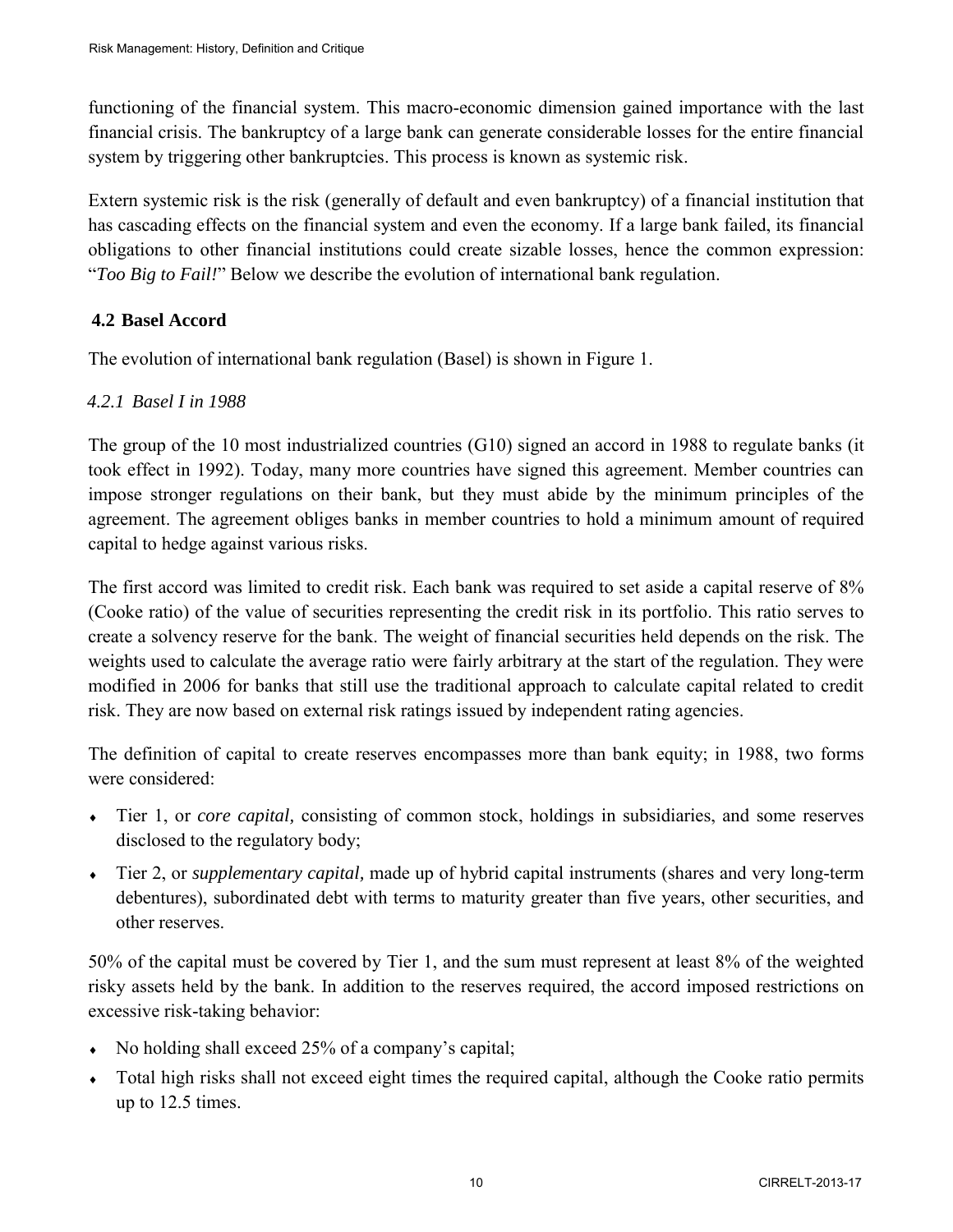functioning of the financial system. This macro-economic dimension gained importance with the last financial crisis. The bankruptcy of a large bank can generate considerable losses for the entire financial system by triggering other bankruptcies. This process is known as systemic risk.

Extern systemic risk is the risk (generally of default and even bankruptcy) of a financial institution that has cascading effects on the financial system and even the economy. If a large bank failed, its financial obligations to other financial institutions could create sizable losses, hence the common expression: "*Too Big to Fail!*" Below we describe the evolution of international bank regulation.

## 4.2 Basel Accord

The evolution of international bank regulation (Basel) is shown in Figure 1.

### *4.2.1 Basel I in 1988*

The group of the 10 most industrialized countries (G10) signed an accord in 1988 to regulate banks (it took effect in 1992). Today, many more countries have signed this agreement. Member countries can impose stronger regulations on their bank, but they must abide by the minimum principles of the agreement. The agreement obliges banks in member countries to hold a minimum amount of required capital to hedge against various risks.

The first accord was limited to credit risk. Each bank was required to set aside a capital reserve of 8% (Cooke ratio) of the value of securities representing the credit risk in its portfolio. This ratio serves to create a solvency reserve for the bank. The weight of financial securities held depends on the risk. The weights used to calculate the average ratio were fairly arbitrary at the start of the regulation. They were modified in 2006 for banks that still use the traditional approach to calculate capital related to credit risk. They are now based on external risk ratings issued by independent rating agencies.

The definition of capital to create reserves encompasses more than bank equity; in 1988, two forms were considered:

- Tier 1, or *core capital,* consisting of common stock, holdings in subsidiaries, and some reserves disclosed to the regulatory body;
- Tier 2, or *supplementary capital,* made up of hybrid capital instruments (shares and very long-term debentures), subordinated debt with terms to maturity greater than five years, other securities, and other reserves.

50% of the capital must be covered by Tier 1, and the sum must represent at least 8% of the weighted risky assets held by the bank. In addition to the reserves required, the accord imposed restrictions on excessive risk-taking behavior:

- No holding shall exceed 25% of a company's capital;
- Total high risks shall not exceed eight times the required capital, although the Cooke ratio permits up to 12.5 times.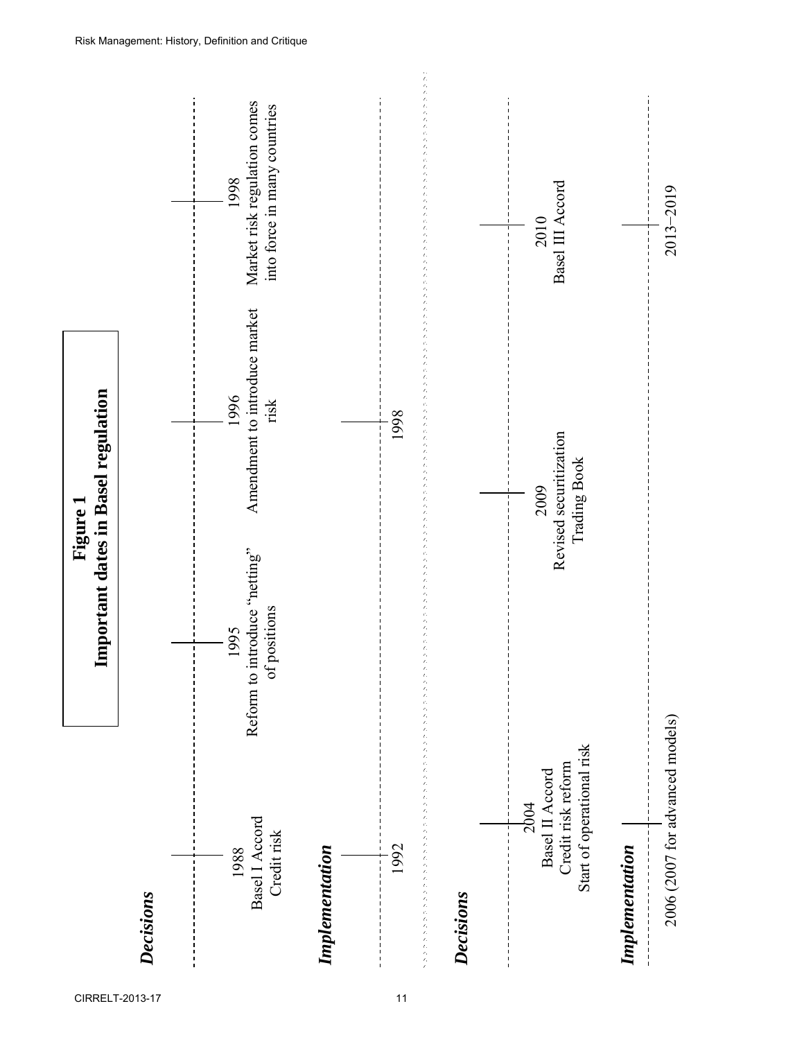**Figure 1**
**Important dates in Basel regulation**

***Decisions***

- 1988 — Basel I Accord, Credit risk
- 1995 — Reform to introduce "netting" of positions
- 1996 — Amendment to introduce market risk
- 1998 — Market risk regulation comes into force in many countries

***Implementation***

- 1992
- 1998

***Decisions***

- 2004 — Basel II Accord, Credit risk reform, Start of operational risk
- 2009 — Revised securitization, Trading Book
- 2010 — Basel III Accord

***Implementation***

- 2006 (2007 for advanced models)
- 2013–2019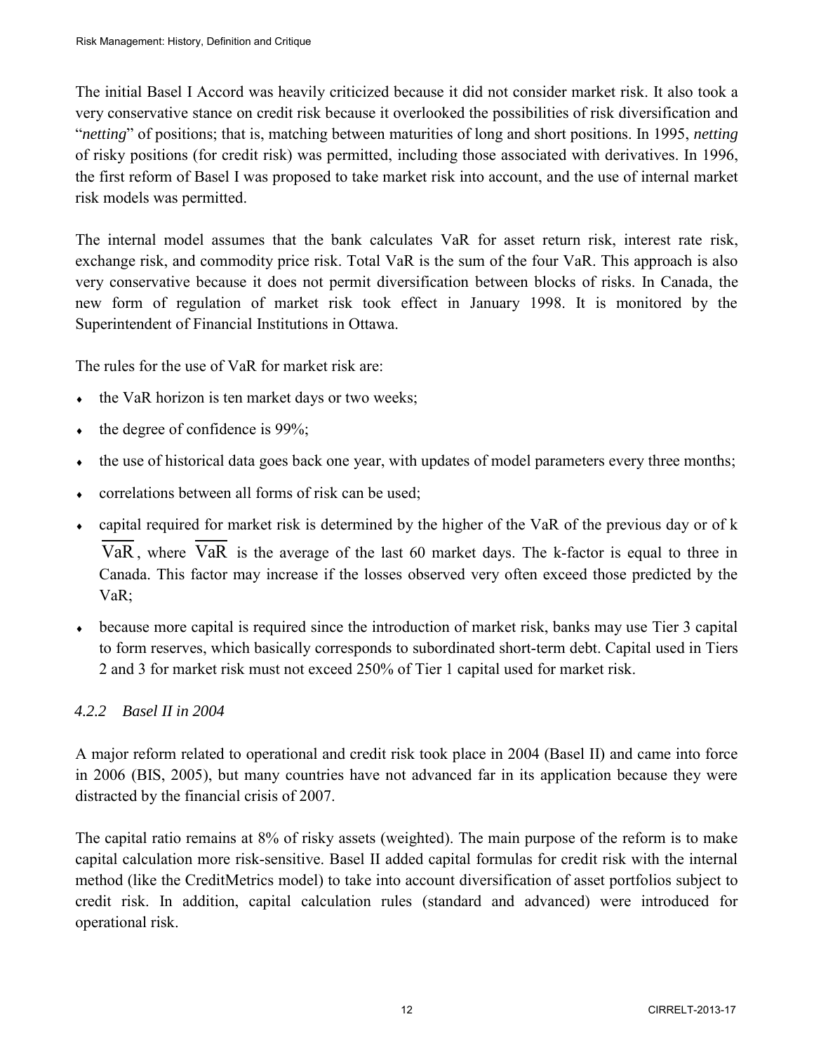The initial Basel I Accord was heavily criticized because it did not consider market risk. It also took a very conservative stance on credit risk because it overlooked the possibilities of risk diversification and "*netting*" of positions; that is, matching between maturities of long and short positions. In 1995, *netting* of risky positions (for credit risk) was permitted, including those associated with derivatives. In 1996, the first reform of Basel I was proposed to take market risk into account, and the use of internal market risk models was permitted.

The internal model assumes that the bank calculates VaR for asset return risk, interest rate risk, exchange risk, and commodity price risk. Total VaR is the sum of the four VaR. This approach is also very conservative because it does not permit diversification between blocks of risks. In Canada, the new form of regulation of market risk took effect in January 1998. It is monitored by the Superintendent of Financial Institutions in Ottawa.

The rules for the use of VaR for market risk are:

- the VaR horizon is ten market days or two weeks;
- the degree of confidence is 99%;
- the use of historical data goes back one year, with updates of model parameters every three months;
- correlations between all forms of risk can be used;
- capital required for market risk is determined by the higher of the VaR of the previous day or of k $\overline{\text{VaR}}$, where $\overline{\text{VaR}}$ is the average of the last 60 market days. The k-factor is equal to three in Canada. This factor may increase if the losses observed very often exceed those predicted by the VaR;
- because more capital is required since the introduction of market risk, banks may use Tier 3 capital to form reserves, which basically corresponds to subordinated short-term debt. Capital used in Tiers 2 and 3 for market risk must not exceed 250% of Tier 1 capital used for market risk.

### *4.2.2 Basel II in 2004*

A major reform related to operational and credit risk took place in 2004 (Basel II) and came into force in 2006 (BIS, 2005), but many countries have not advanced far in its application because they were distracted by the financial crisis of 2007.

The capital ratio remains at 8% of risky assets (weighted). The main purpose of the reform is to make capital calculation more risk-sensitive. Basel II added capital formulas for credit risk with the internal method (like the CreditMetrics model) to take into account diversification of asset portfolios subject to credit risk. In addition, capital calculation rules (standard and advanced) were introduced for operational risk.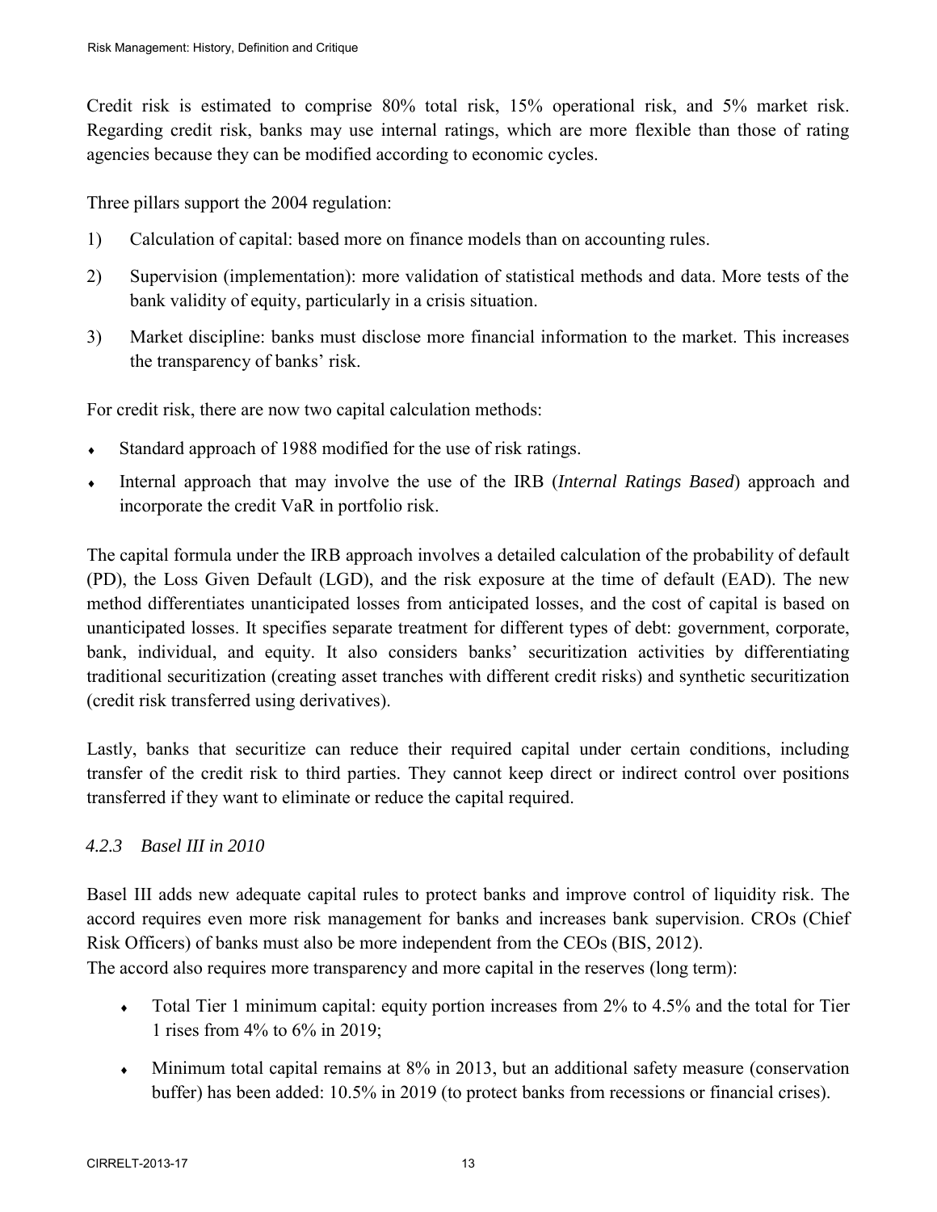Credit risk is estimated to comprise 80% total risk, 15% operational risk, and 5% market risk. Regarding credit risk, banks may use internal ratings, which are more flexible than those of rating agencies because they can be modified according to economic cycles.

Three pillars support the 2004 regulation:

1) Calculation of capital: based more on finance models than on accounting rules.
2) Supervision (implementation): more validation of statistical methods and data. More tests of the bank validity of equity, particularly in a crisis situation.
3) Market discipline: banks must disclose more financial information to the market. This increases the transparency of banks' risk.

For credit risk, there are now two capital calculation methods:

- Standard approach of 1988 modified for the use of risk ratings.
- Internal approach that may involve the use of the IRB (*Internal Ratings Based*) approach and incorporate the credit VaR in portfolio risk.

The capital formula under the IRB approach involves a detailed calculation of the probability of default (PD), the Loss Given Default (LGD), and the risk exposure at the time of default (EAD). The new method differentiates unanticipated losses from anticipated losses, and the cost of capital is based on unanticipated losses. It specifies separate treatment for different types of debt: government, corporate, bank, individual, and equity. It also considers banks' securitization activities by differentiating traditional securitization (creating asset tranches with different credit risks) and synthetic securitization (credit risk transferred using derivatives).

Lastly, banks that securitize can reduce their required capital under certain conditions, including transfer of the credit risk to third parties. They cannot keep direct or indirect control over positions transferred if they want to eliminate or reduce the capital required.

### *4.2.3 Basel III in 2010*

Basel III adds new adequate capital rules to protect banks and improve control of liquidity risk. The accord requires even more risk management for banks and increases bank supervision. CROs (Chief Risk Officers) of banks must also be more independent from the CEOs (BIS, 2012).
The accord also requires more transparency and more capital in the reserves (long term):

- Total Tier 1 minimum capital: equity portion increases from 2% to 4.5% and the total for Tier 1 rises from 4% to 6% in 2019;
- Minimum total capital remains at 8% in 2013, but an additional safety measure (conservation buffer) has been added: 10.5% in 2019 (to protect banks from recessions or financial crises).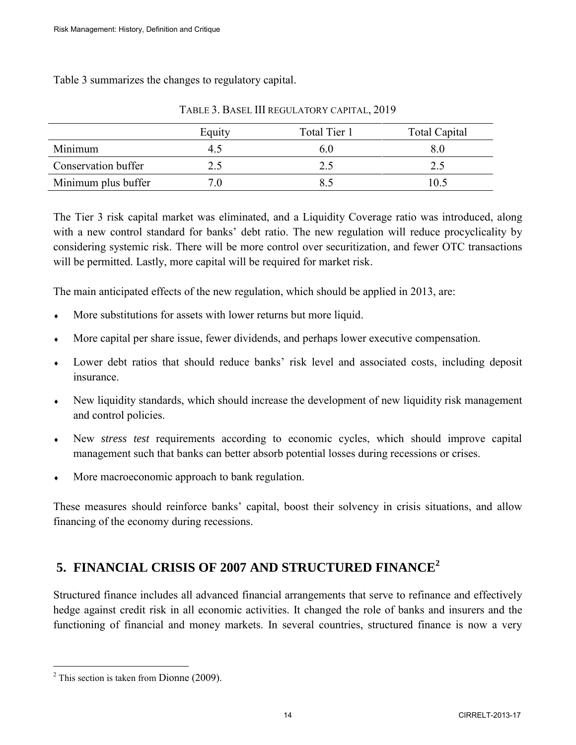Table 3 summarizes the changes to regulatory capital.

TABLE 3. BASEL III REGULATORY CAPITAL, 2019

| | Equity | Total Tier 1 | Total Capital |
|---|---|---|---|
| Minimum | 4.5 | 6.0 | 8.0 |
| Conservation buffer | 2.5 | 2.5 | 2.5 |
| Minimum plus buffer | 7.0 | 8.5 | 10.5 |

The Tier 3 risk capital market was eliminated, and a Liquidity Coverage ratio was introduced, along with a new control standard for banks' debt ratio. The new regulation will reduce procyclicality by considering systemic risk. There will be more control over securitization, and fewer OTC transactions will be permitted. Lastly, more capital will be required for market risk.

The main anticipated effects of the new regulation, which should be applied in 2013, are:

- More substitutions for assets with lower returns but more liquid.
- More capital per share issue, fewer dividends, and perhaps lower executive compensation.
- Lower debt ratios that should reduce banks' risk level and associated costs, including deposit insurance.
- New liquidity standards, which should increase the development of new liquidity risk management and control policies.
- New *stress test* requirements according to economic cycles, which should improve capital management such that banks can better absorb potential losses during recessions or crises.
- More macroeconomic approach to bank regulation.

These measures should reinforce banks' capital, boost their solvency in crisis situations, and allow financing of the economy during recessions.

## 5. FINANCIAL CRISIS OF 2007 AND STRUCTURED FINANCE[2]

Structured finance includes all advanced financial arrangements that serve to refinance and effectively hedge against credit risk in all economic activities. It changed the role of banks and insurers and the functioning of financial and money markets. In several countries, structured finance is now a very

[2] This section is taken from Dionne (2009).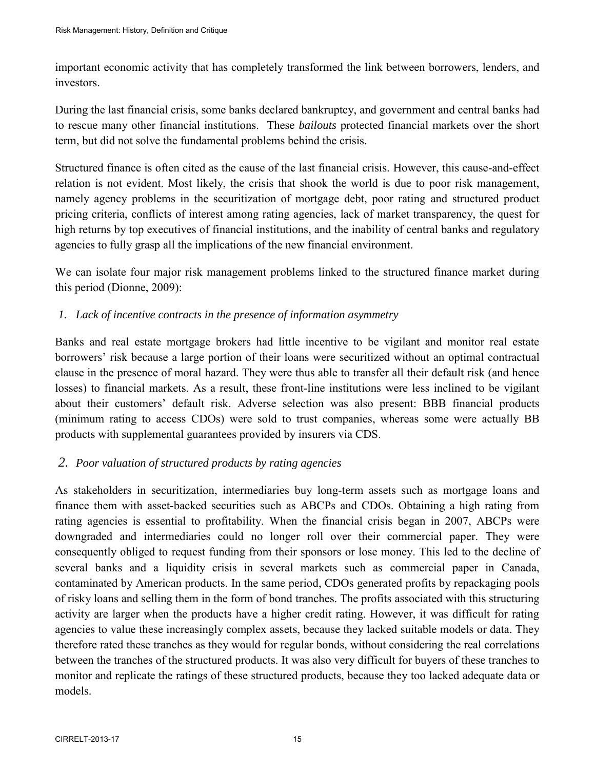important economic activity that has completely transformed the link between borrowers, lenders, and investors.

During the last financial crisis, some banks declared bankruptcy, and government and central banks had to rescue many other financial institutions. These *bailouts* protected financial markets over the short term, but did not solve the fundamental problems behind the crisis.

Structured finance is often cited as the cause of the last financial crisis. However, this cause-and-effect relation is not evident. Most likely, the crisis that shook the world is due to poor risk management, namely agency problems in the securitization of mortgage debt, poor rating and structured product pricing criteria, conflicts of interest among rating agencies, lack of market transparency, the quest for high returns by top executives of financial institutions, and the inability of central banks and regulatory agencies to fully grasp all the implications of the new financial environment.

We can isolate four major risk management problems linked to the structured finance market during this period (Dionne, 2009):

*1. Lack of incentive contracts in the presence of information asymmetry*

Banks and real estate mortgage brokers had little incentive to be vigilant and monitor real estate borrowers' risk because a large portion of their loans were securitized without an optimal contractual clause in the presence of moral hazard. They were thus able to transfer all their default risk (and hence losses) to financial markets. As a result, these front-line institutions were less inclined to be vigilant about their customers' default risk. Adverse selection was also present: BBB financial products (minimum rating to access CDOs) were sold to trust companies, whereas some were actually BB products with supplemental guarantees provided by insurers via CDS.

*2. Poor valuation of structured products by rating agencies*

As stakeholders in securitization, intermediaries buy long-term assets such as mortgage loans and finance them with asset-backed securities such as ABCPs and CDOs. Obtaining a high rating from rating agencies is essential to profitability. When the financial crisis began in 2007, ABCPs were downgraded and intermediaries could no longer roll over their commercial paper. They were consequently obliged to request funding from their sponsors or lose money. This led to the decline of several banks and a liquidity crisis in several markets such as commercial paper in Canada, contaminated by American products. In the same period, CDOs generated profits by repackaging pools of risky loans and selling them in the form of bond tranches. The profits associated with this structuring activity are larger when the products have a higher credit rating. However, it was difficult for rating agencies to value these increasingly complex assets, because they lacked suitable models or data. They therefore rated these tranches as they would for regular bonds, without considering the real correlations between the tranches of the structured products. It was also very difficult for buyers of these tranches to monitor and replicate the ratings of these structured products, because they too lacked adequate data or models.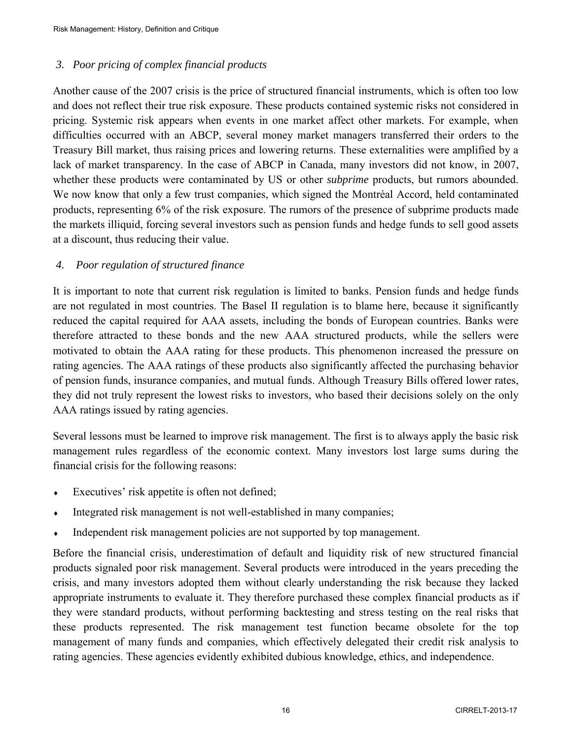### *3. Poor pricing of complex financial products*

Another cause of the 2007 crisis is the price of structured financial instruments, which is often too low and does not reflect their true risk exposure. These products contained systemic risks not considered in pricing. Systemic risk appears when events in one market affect other markets. For example, when difficulties occurred with an ABCP, several money market managers transferred their orders to the Treasury Bill market, thus raising prices and lowering returns. These externalities were amplified by a lack of market transparency. In the case of ABCP in Canada, many investors did not know, in 2007, whether these products were contaminated by US or other *subprime* products, but rumors abounded. We now know that only a few trust companies, which signed the Montréal Accord, held contaminated products, representing 6% of the risk exposure. The rumors of the presence of subprime products made the markets illiquid, forcing several investors such as pension funds and hedge funds to sell good assets at a discount, thus reducing their value.

### *4. Poor regulation of structured finance*

It is important to note that current risk regulation is limited to banks. Pension funds and hedge funds are not regulated in most countries. The Basel II regulation is to blame here, because it significantly reduced the capital required for AAA assets, including the bonds of European countries. Banks were therefore attracted to these bonds and the new AAA structured products, while the sellers were motivated to obtain the AAA rating for these products. This phenomenon increased the pressure on rating agencies. The AAA ratings of these products also significantly affected the purchasing behavior of pension funds, insurance companies, and mutual funds. Although Treasury Bills offered lower rates, they did not truly represent the lowest risks to investors, who based their decisions solely on the only AAA ratings issued by rating agencies.

Several lessons must be learned to improve risk management. The first is to always apply the basic risk management rules regardless of the economic context. Many investors lost large sums during the financial crisis for the following reasons:

- Executives' risk appetite is often not defined;
- Integrated risk management is not well-established in many companies;
- Independent risk management policies are not supported by top management.

Before the financial crisis, underestimation of default and liquidity risk of new structured financial products signaled poor risk management. Several products were introduced in the years preceding the crisis, and many investors adopted them without clearly understanding the risk because they lacked appropriate instruments to evaluate it. They therefore purchased these complex financial products as if they were standard products, without performing backtesting and stress testing on the real risks that these products represented. The risk management test function became obsolete for the top management of many funds and companies, which effectively delegated their credit risk analysis to rating agencies. These agencies evidently exhibited dubious knowledge, ethics, and independence.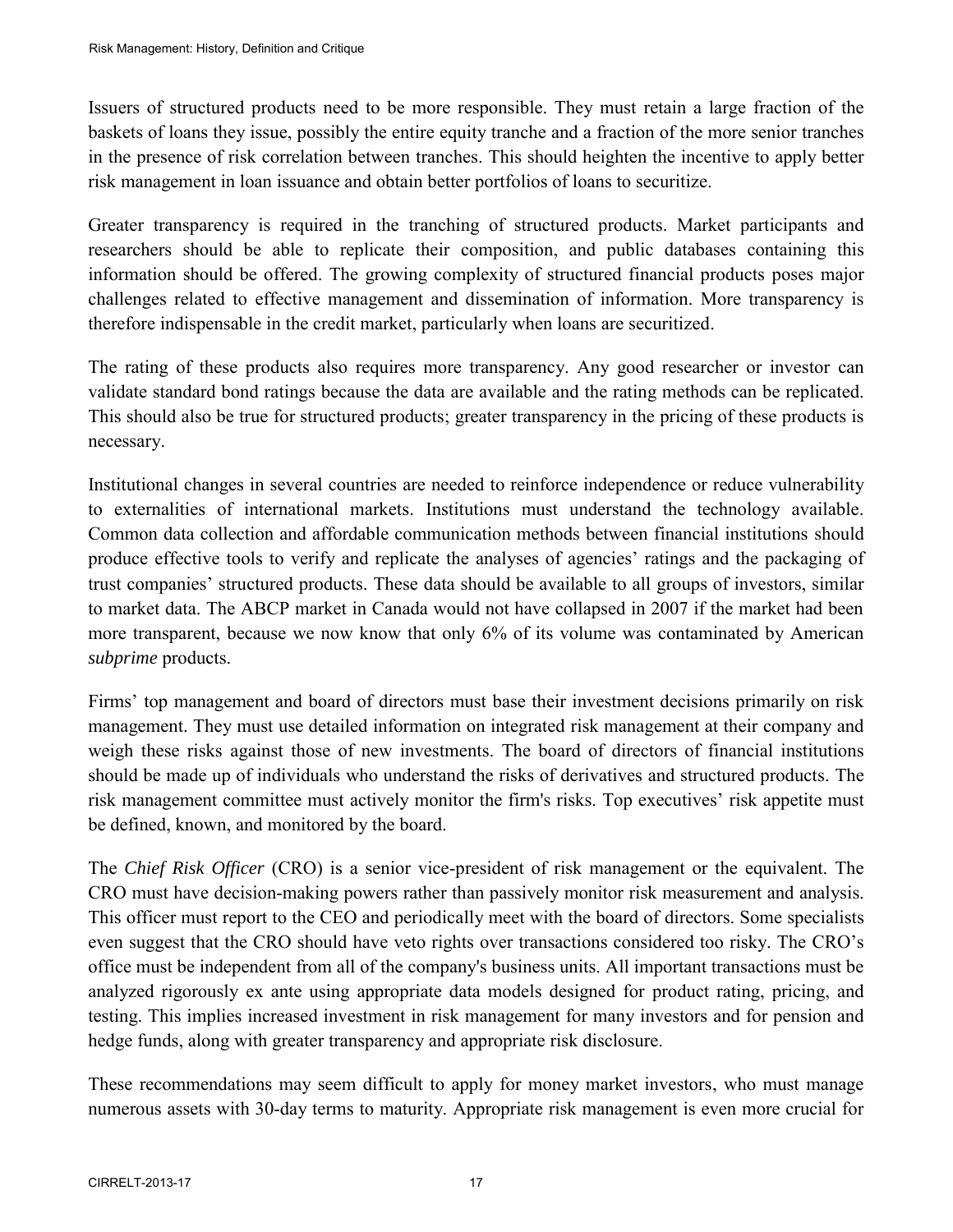Issuers of structured products need to be more responsible. They must retain a large fraction of the baskets of loans they issue, possibly the entire equity tranche and a fraction of the more senior tranches in the presence of risk correlation between tranches. This should heighten the incentive to apply better risk management in loan issuance and obtain better portfolios of loans to securitize.

Greater transparency is required in the tranching of structured products. Market participants and researchers should be able to replicate their composition, and public databases containing this information should be offered. The growing complexity of structured financial products poses major challenges related to effective management and dissemination of information. More transparency is therefore indispensable in the credit market, particularly when loans are securitized.

The rating of these products also requires more transparency. Any good researcher or investor can validate standard bond ratings because the data are available and the rating methods can be replicated. This should also be true for structured products; greater transparency in the pricing of these products is necessary.

Institutional changes in several countries are needed to reinforce independence or reduce vulnerability to externalities of international markets. Institutions must understand the technology available. Common data collection and affordable communication methods between financial institutions should produce effective tools to verify and replicate the analyses of agencies' ratings and the packaging of trust companies' structured products. These data should be available to all groups of investors, similar to market data. The ABCP market in Canada would not have collapsed in 2007 if the market had been more transparent, because we now know that only 6% of its volume was contaminated by American *subprime* products.

Firms' top management and board of directors must base their investment decisions primarily on risk management. They must use detailed information on integrated risk management at their company and weigh these risks against those of new investments. The board of directors of financial institutions should be made up of individuals who understand the risks of derivatives and structured products. The risk management committee must actively monitor the firm's risks. Top executives' risk appetite must be defined, known, and monitored by the board.

The *Chief Risk Officer* (CRO) is a senior vice-president of risk management or the equivalent. The CRO must have decision-making powers rather than passively monitor risk measurement and analysis. This officer must report to the CEO and periodically meet with the board of directors. Some specialists even suggest that the CRO should have veto rights over transactions considered too risky. The CRO's office must be independent from all of the company's business units. All important transactions must be analyzed rigorously ex ante using appropriate data models designed for product rating, pricing, and testing. This implies increased investment in risk management for many investors and for pension and hedge funds, along with greater transparency and appropriate risk disclosure.

These recommendations may seem difficult to apply for money market investors, who must manage numerous assets with 30-day terms to maturity. Appropriate risk management is even more crucial for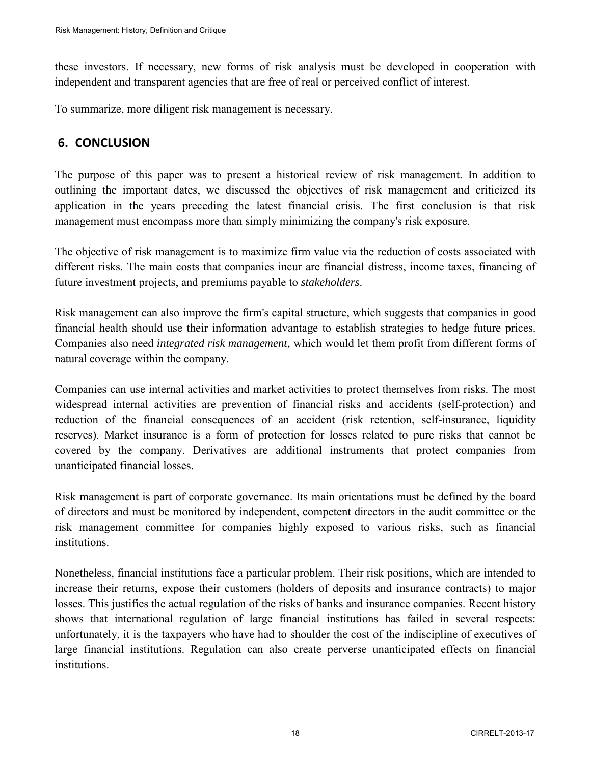these investors. If necessary, new forms of risk analysis must be developed in cooperation with independent and transparent agencies that are free of real or perceived conflict of interest.

To summarize, more diligent risk management is necessary.

## 6. CONCLUSION

The purpose of this paper was to present a historical review of risk management. In addition to outlining the important dates, we discussed the objectives of risk management and criticized its application in the years preceding the latest financial crisis. The first conclusion is that risk management must encompass more than simply minimizing the company's risk exposure.

The objective of risk management is to maximize firm value via the reduction of costs associated with different risks. The main costs that companies incur are financial distress, income taxes, financing of future investment projects, and premiums payable to *stakeholders*.

Risk management can also improve the firm's capital structure, which suggests that companies in good financial health should use their information advantage to establish strategies to hedge future prices. Companies also need *integrated risk management,* which would let them profit from different forms of natural coverage within the company.

Companies can use internal activities and market activities to protect themselves from risks. The most widespread internal activities are prevention of financial risks and accidents (self-protection) and reduction of the financial consequences of an accident (risk retention, self-insurance, liquidity reserves). Market insurance is a form of protection for losses related to pure risks that cannot be covered by the company. Derivatives are additional instruments that protect companies from unanticipated financial losses.

Risk management is part of corporate governance. Its main orientations must be defined by the board of directors and must be monitored by independent, competent directors in the audit committee or the risk management committee for companies highly exposed to various risks, such as financial institutions.

Nonetheless, financial institutions face a particular problem. Their risk positions, which are intended to increase their returns, expose their customers (holders of deposits and insurance contracts) to major losses. This justifies the actual regulation of the risks of banks and insurance companies. Recent history shows that international regulation of large financial institutions has failed in several respects: unfortunately, it is the taxpayers who have had to shoulder the cost of the indiscipline of executives of large financial institutions. Regulation can also create perverse unanticipated effects on financial institutions.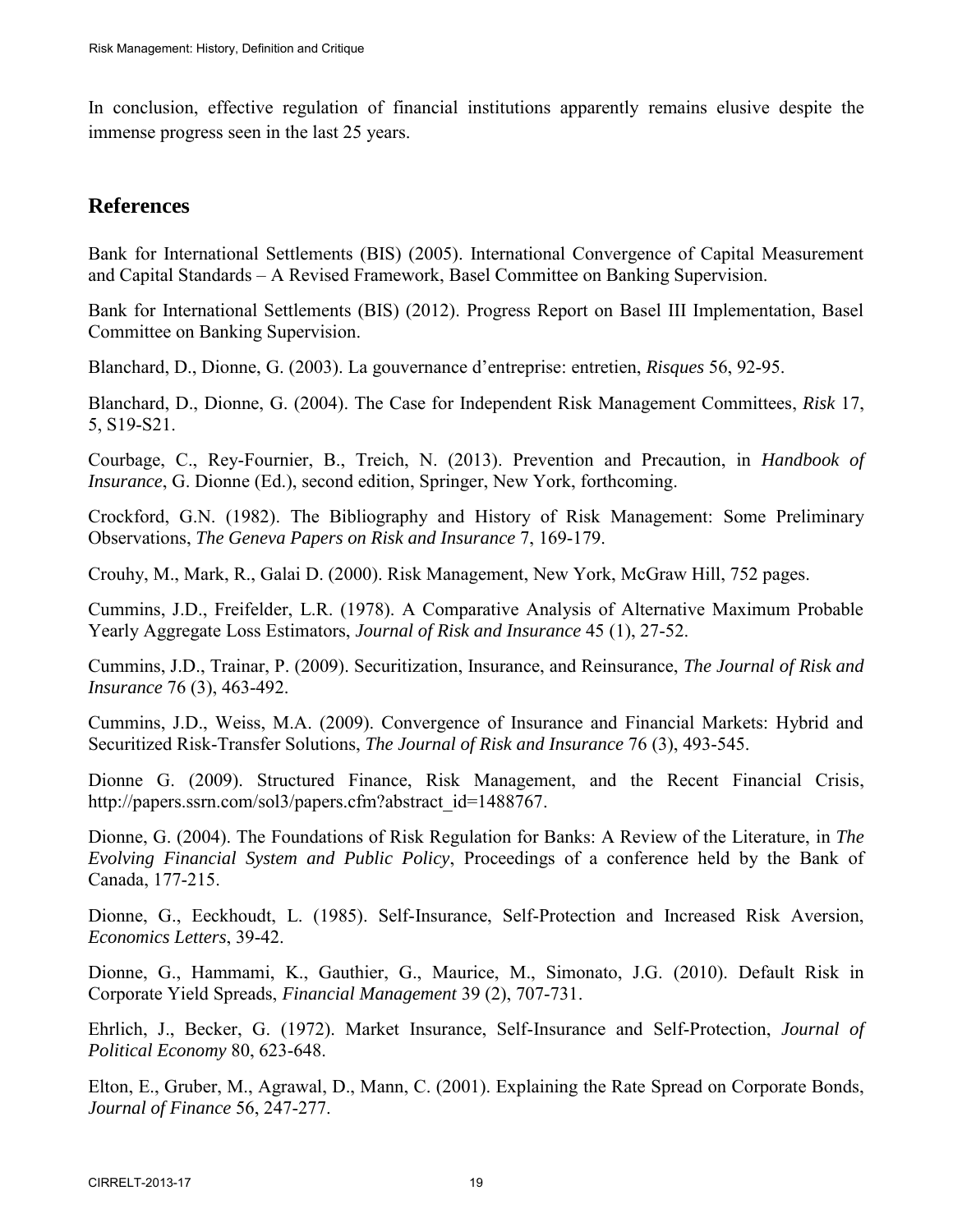In conclusion, effective regulation of financial institutions apparently remains elusive despite the immense progress seen in the last 25 years.

## References

Bank for International Settlements (BIS) (2005). International Convergence of Capital Measurement and Capital Standards – A Revised Framework, Basel Committee on Banking Supervision.

Bank for International Settlements (BIS) (2012). Progress Report on Basel III Implementation, Basel Committee on Banking Supervision.

Blanchard, D., Dionne, G. (2003). La gouvernance d'entreprise: entretien, *Risques* 56, 92-95.

Blanchard, D., Dionne, G. (2004). The Case for Independent Risk Management Committees, *Risk* 17, 5, S19-S21.

Courbage, C., Rey-Fournier, B., Treich, N. (2013). Prevention and Precaution, in *Handbook of Insurance*, G. Dionne (Ed.), second edition, Springer, New York, forthcoming.

Crockford, G.N. (1982). The Bibliography and History of Risk Management: Some Preliminary Observations, *The Geneva Papers on Risk and Insurance* 7, 169-179.

Crouhy, M., Mark, R., Galai D. (2000). Risk Management, New York, McGraw Hill, 752 pages.

Cummins, J.D., Freifelder, L.R. (1978). A Comparative Analysis of Alternative Maximum Probable Yearly Aggregate Loss Estimators, *Journal of Risk and Insurance* 45 (1), 27-52.

Cummins, J.D., Trainar, P. (2009). Securitization, Insurance, and Reinsurance, *The Journal of Risk and Insurance* 76 (3), 463-492.

Cummins, J.D., Weiss, M.A. (2009). Convergence of Insurance and Financial Markets: Hybrid and Securitized Risk-Transfer Solutions, *The Journal of Risk and Insurance* 76 (3), 493-545.

Dionne G. (2009). Structured Finance, Risk Management, and the Recent Financial Crisis, http://papers.ssrn.com/sol3/papers.cfm?abstract_id=1488767.

Dionne, G. (2004). The Foundations of Risk Regulation for Banks: A Review of the Literature, in *The Evolving Financial System and Public Policy*, Proceedings of a conference held by the Bank of Canada, 177-215.

Dionne, G., Eeckhoudt, L. (1985). Self-Insurance, Self-Protection and Increased Risk Aversion, *Economics Letters*, 39-42.

Dionne, G., Hammami, K., Gauthier, G., Maurice, M., Simonato, J.G. (2010). Default Risk in Corporate Yield Spreads, *Financial Management* 39 (2), 707-731.

Ehrlich, J., Becker, G. (1972). Market Insurance, Self-Insurance and Self-Protection, *Journal of Political Economy* 80, 623-648.

Elton, E., Gruber, M., Agrawal, D., Mann, C. (2001). Explaining the Rate Spread on Corporate Bonds, *Journal of Finance* 56, 247-277.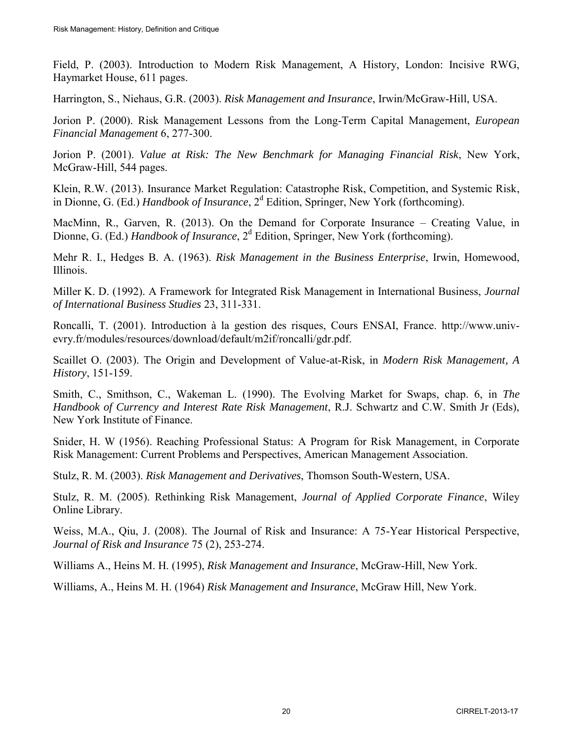Field, P. (2003). Introduction to Modern Risk Management, A History, London: Incisive RWG, Haymarket House, 611 pages.

Harrington, S., Niehaus, G.R. (2003). *Risk Management and Insurance*, Irwin/McGraw-Hill, USA.

Jorion P. (2000). Risk Management Lessons from the Long-Term Capital Management, *European Financial Management* 6, 277-300.

Jorion P. (2001). *Value at Risk: The New Benchmark for Managing Financial Risk*, New York, McGraw-Hill, 544 pages.

Klein, R.W. (2013). Insurance Market Regulation: Catastrophe Risk, Competition, and Systemic Risk, in Dionne, G. (Ed.) *Handbook of Insurance*, 2[d] Edition, Springer, New York (forthcoming).

MacMinn, R., Garven, R. (2013). On the Demand for Corporate Insurance – Creating Value, in Dionne, G. (Ed.) *Handbook of Insurance*, 2[d] Edition, Springer, New York (forthcoming).

Mehr R. I., Hedges B. A. (1963). *Risk Management in the Business Enterprise*, Irwin, Homewood, Illinois.

Miller K. D. (1992). A Framework for Integrated Risk Management in International Business, *Journal of International Business Studies* 23, 311-331.

Roncalli, T. (2001). Introduction à la gestion des risques, Cours ENSAI, France. http://www.univ-evry.fr/modules/resources/download/default/m2if/roncalli/gdr.pdf.

Scaillet O. (2003). The Origin and Development of Value-at-Risk, in *Modern Risk Management, A History*, 151-159.

Smith, C., Smithson, C., Wakeman L. (1990). The Evolving Market for Swaps, chap. 6, in *The Handbook of Currency and Interest Rate Risk Management*, R.J. Schwartz and C.W. Smith Jr (Eds), New York Institute of Finance.

Snider, H. W (1956). Reaching Professional Status: A Program for Risk Management, in Corporate Risk Management: Current Problems and Perspectives, American Management Association.

Stulz, R. M. (2003). *Risk Management and Derivatives*, Thomson South-Western, USA.

Stulz, R. M. (2005). Rethinking Risk Management, *Journal of Applied Corporate Finance*, Wiley Online Library.

Weiss, M.A., Qiu, J. (2008). The Journal of Risk and Insurance: A 75-Year Historical Perspective, *Journal of Risk and Insurance* 75 (2), 253-274.

Williams A., Heins M. H. (1995), *Risk Management and Insurance*, McGraw-Hill, New York.

Williams, A., Heins M. H. (1964) *Risk Management and Insurance*, McGraw Hill, New York.